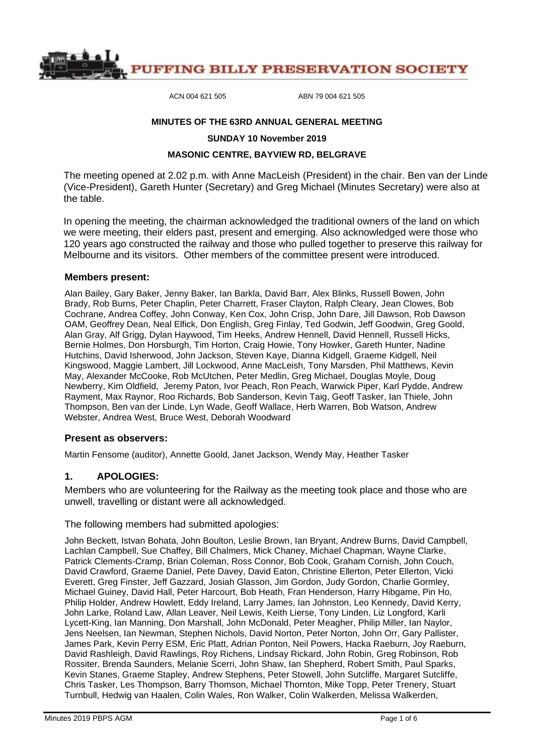# PUFFING BILLY PRESERVATION SOCIETY

ACN 004 621 505 ABN 79 004 621 505

**MINUTES OF THE 63RD ANNUAL GENERAL MEETING**

**SUNDAY 10 November 2019**

**MASONIC CENTRE, BAYVIEW RD, BELGRAVE**

The meeting opened at 2.02 p.m. with Anne MacLeish (President) in the chair. Ben van der Linde (Vice-President), Gareth Hunter (Secretary) and Greg Michael (Minutes Secretary) were also at the table.

In opening the meeting, the chairman acknowledged the traditional owners of the land on which we were meeting, their elders past, present and emerging. Also acknowledged were those who 120 years ago constructed the railway and those who pulled together to preserve this railway for Melbourne and its visitors. Other members of the committee present were introduced.

### Members present:

Alan Bailey, Gary Baker, Jenny Baker, Ian Barkla, David Barr, Alex Blinks, Russell Bowen, John Brady, Rob Burns, Peter Chaplin, Peter Charrett, Fraser Clayton, Ralph Cleary, Jean Clowes, Bob Cochrane, Andrea Coffey, John Conway, Ken Cox, John Crisp, John Dare, Jill Dawson, Rob Dawson OAM, Geoffrey Dean, Neal Elfick, Don English, Greg Finlay, Ted Godwin, Jeff Goodwin, Greg Goold, Alan Gray, Alf Grigg, Dylan Haywood, Tim Heeks, Andrew Hennell, David Hennell, Russell Hicks, Bernie Holmes, Don Horsburgh, Tim Horton, Craig Howie, Tony Howker, Gareth Hunter, Nadine Hutchins, David Isherwood, John Jackson, Steven Kaye, Dianna Kidgell, Graeme Kidgell, Neil Kingswood, Maggie Lambert, Jill Lockwood, Anne MacLeish, Tony Marsden, Phil Matthews, Kevin May, Alexander McCooke, Rob McUtchen, Peter Medlin, Greg Michael, Douglas Moyle, Doug Newberry, Kim Oldfield, Jeremy Paton, Ivor Peach, Ron Peach, Warwick Piper, Karl Pydde, Andrew Rayment, Max Raynor, Roo Richards, Bob Sanderson, Kevin Taig, Geoff Tasker, Ian Thiele, John Thompson, Ben van der Linde, Lyn Wade, Geoff Wallace, Herb Warren, Bob Watson, Andrew Webster, Andrea West, Bruce West, Deborah Woodward

### Present as observers:

Martin Fensome (auditor), Annette Goold, Janet Jackson, Wendy May, Heather Tasker

## 1. APOLOGIES:

Members who are volunteering for the Railway as the meeting took place and those who are unwell, travelling or distant were all acknowledged.

The following members had submitted apologies:

John Beckett, Istvan Bohata, John Boulton, Leslie Brown, Ian Bryant, Andrew Burns, David Campbell, Lachlan Campbell, Sue Chaffey, Bill Chalmers, Mick Chaney, Michael Chapman, Wayne Clarke, Patrick Clements-Cramp, Brian Coleman, Ross Connor, Bob Cook, Graham Cornish, John Couch, David Crawford, Graeme Daniel, Pete Davey, David Eaton, Christine Ellerton, Peter Ellerton, Vicki Everett, Greg Finster, Jeff Gazzard, Josiah Glasson, Jim Gordon, Judy Gordon, Charlie Gormley, Michael Guiney, David Hall, Peter Harcourt, Bob Heath, Fran Henderson, Harry Hibgame, Pin Ho, Philip Holder, Andrew Howlett, Eddy Ireland, Larry James, Ian Johnston, Leo Kennedy, David Kerry, John Larke, Roland Law, Allan Leaver, Neil Lewis, Keith Lierse, Tony Linden, Liz Longford, Karli Lycett-King, Ian Manning, Don Marshall, John McDonald, Peter Meagher, Philip Miller, Ian Naylor, Jens Neelsen, Ian Newman, Stephen Nichols, David Norton, Peter Norton, John Orr, Gary Pallister, James Park, Kevin Perry ESM, Eric Platt, Adrian Ponton, Neil Powers, Hacka Raeburn, Joy Raeburn, David Rashleigh, David Rawlings, Roy Richens, Lindsay Rickard, John Robin, Greg Robinson, Rob Rossiter, Brenda Saunders, Melanie Scerri, John Shaw, Ian Shepherd, Robert Smith, Paul Sparks, Kevin Stanes, Graeme Stapley, Andrew Stephens, Peter Stowell, John Sutcliffe, Margaret Sutcliffe, Chris Tasker, Les Thompson, Barry Thomson, Michael Thornton, Mike Topp, Peter Trenery, Stuart Turnbull, Hedwig van Haalen, Colin Wales, Ron Walker, Colin Walkerden, Melissa Walkerden,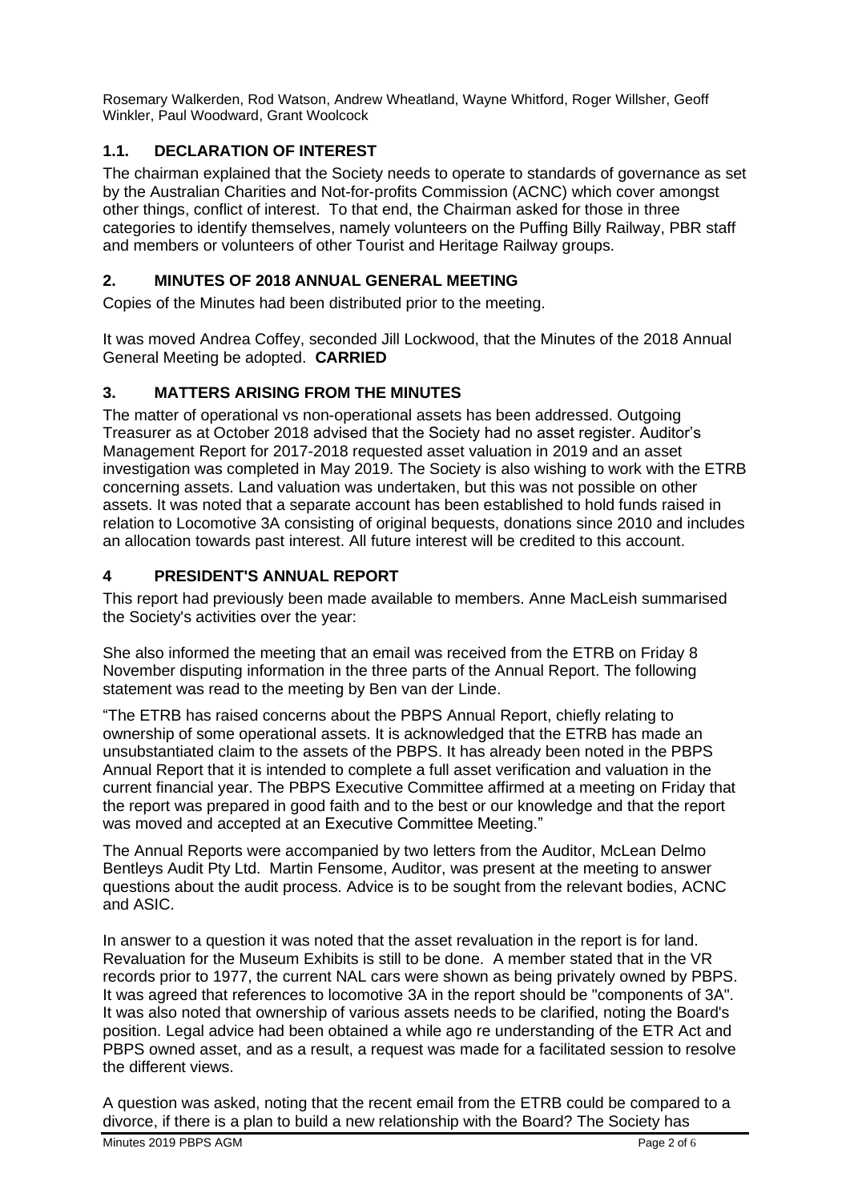Rosemary Walkerden, Rod Watson, Andrew Wheatland, Wayne Whitford, Roger Willsher, Geoff Winkler, Paul Woodward, Grant Woolcock

## 1.1. DECLARATION OF INTEREST

The chairman explained that the Society needs to operate to standards of governance as set by the Australian Charities and Not-for-profits Commission (ACNC) which cover amongst other things, conflict of interest. To that end, the Chairman asked for those in three categories to identify themselves, namely volunteers on the Puffing Billy Railway, PBR staff and members or volunteers of other Tourist and Heritage Railway groups.

## 2. MINUTES OF 2018 ANNUAL GENERAL MEETING

Copies of the Minutes had been distributed prior to the meeting.

It was moved Andrea Coffey, seconded Jill Lockwood, that the Minutes of the 2018 Annual General Meeting be adopted. **CARRIED**

## 3. MATTERS ARISING FROM THE MINUTES

The matter of operational vs non-operational assets has been addressed. Outgoing Treasurer as at October 2018 advised that the Society had no asset register. Auditor's Management Report for 2017-2018 requested asset valuation in 2019 and an asset investigation was completed in May 2019. The Society is also wishing to work with the ETRB concerning assets. Land valuation was undertaken, but this was not possible on other assets. It was noted that a separate account has been established to hold funds raised in relation to Locomotive 3A consisting of original bequests, donations since 2010 and includes an allocation towards past interest. All future interest will be credited to this account.

## 4 PRESIDENT'S ANNUAL REPORT

This report had previously been made available to members. Anne MacLeish summarised the Society's activities over the year:

She also informed the meeting that an email was received from the ETRB on Friday 8 November disputing information in the three parts of the Annual Report. The following statement was read to the meeting by Ben van der Linde.

"The ETRB has raised concerns about the PBPS Annual Report, chiefly relating to ownership of some operational assets. It is acknowledged that the ETRB has made an unsubstantiated claim to the assets of the PBPS. It has already been noted in the PBPS Annual Report that it is intended to complete a full asset verification and valuation in the current financial year. The PBPS Executive Committee affirmed at a meeting on Friday that the report was prepared in good faith and to the best or our knowledge and that the report was moved and accepted at an Executive Committee Meeting."

The Annual Reports were accompanied by two letters from the Auditor, McLean Delmo Bentleys Audit Pty Ltd. Martin Fensome, Auditor, was present at the meeting to answer questions about the audit process. Advice is to be sought from the relevant bodies, ACNC and ASIC.

In answer to a question it was noted that the asset revaluation in the report is for land. Revaluation for the Museum Exhibits is still to be done. A member stated that in the VR records prior to 1977, the current NAL cars were shown as being privately owned by PBPS. It was agreed that references to locomotive 3A in the report should be "components of 3A". It was also noted that ownership of various assets needs to be clarified, noting the Board's position. Legal advice had been obtained a while ago re understanding of the ETR Act and PBPS owned asset, and as a result, a request was made for a facilitated session to resolve the different views.

A question was asked, noting that the recent email from the ETRB could be compared to a divorce, if there is a plan to build a new relationship with the Board? The Society has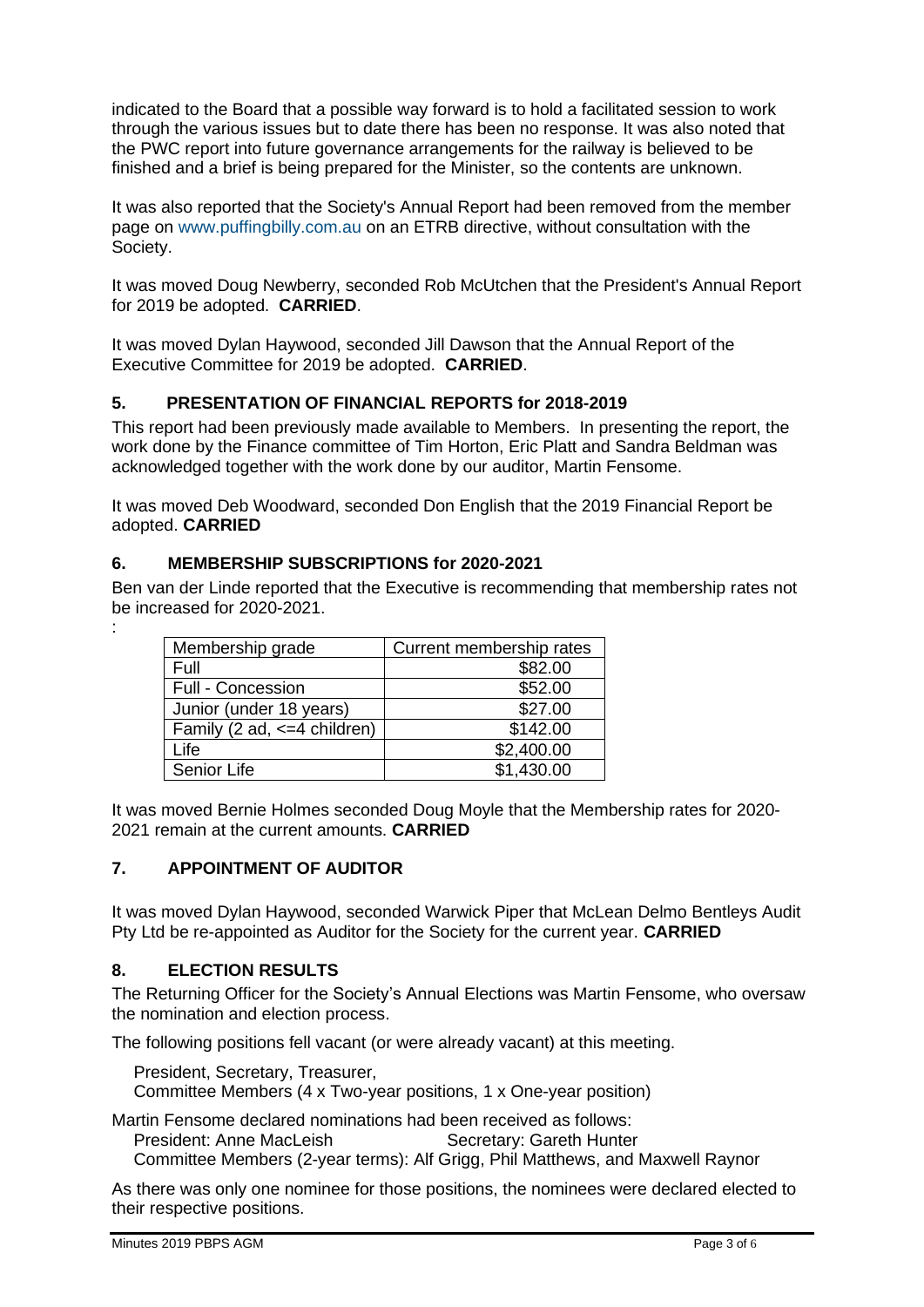indicated to the Board that a possible way forward is to hold a facilitated session to work through the various issues but to date there has been no response. It was also noted that the PWC report into future governance arrangements for the railway is believed to be finished and a brief is being prepared for the Minister, so the contents are unknown.

It was also reported that the Society's Annual Report had been removed from the member page on www.puffingbilly.com.au on an ETRB directive, without consultation with the Society.

It was moved Doug Newberry, seconded Rob McUtchen that the President's Annual Report for 2019 be adopted. **CARRIED**.

It was moved Dylan Haywood, seconded Jill Dawson that the Annual Report of the Executive Committee for 2019 be adopted. **CARRIED**.

## 5. PRESENTATION OF FINANCIAL REPORTS for 2018-2019

This report had been previously made available to Members. In presenting the report, the work done by the Finance committee of Tim Horton, Eric Platt and Sandra Beldman was acknowledged together with the work done by our auditor, Martin Fensome.

It was moved Deb Woodward, seconded Don English that the 2019 Financial Report be adopted. **CARRIED**

## 6. MEMBERSHIP SUBSCRIPTIONS for 2020-2021

Ben van der Linde reported that the Executive is recommending that membership rates not be increased for 2020-2021.

:

| Membership grade | Current membership rates |
|---|---|
| Full | $82.00 |
| Full - Concession | $52.00 |
| Junior (under 18 years) | $27.00 |
| Family (2 ad, <=4 children) | $142.00 |
| Life | $2,400.00 |
| Senior Life | $1,430.00 |

It was moved Bernie Holmes seconded Doug Moyle that the Membership rates for 2020-2021 remain at the current amounts. **CARRIED**

## 7. APPOINTMENT OF AUDITOR

It was moved Dylan Haywood, seconded Warwick Piper that McLean Delmo Bentleys Audit Pty Ltd be re-appointed as Auditor for the Society for the current year. **CARRIED**

## 8. ELECTION RESULTS

The Returning Officer for the Society's Annual Elections was Martin Fensome, who oversaw the nomination and election process.

The following positions fell vacant (or were already vacant) at this meeting.

President, Secretary, Treasurer,
Committee Members (4 x Two-year positions, 1 x One-year position)

Martin Fensome declared nominations had been received as follows:
President: Anne MacLeish Secretary: Gareth Hunter
Committee Members (2-year terms): Alf Grigg, Phil Matthews, and Maxwell Raynor

As there was only one nominee for those positions, the nominees were declared elected to their respective positions.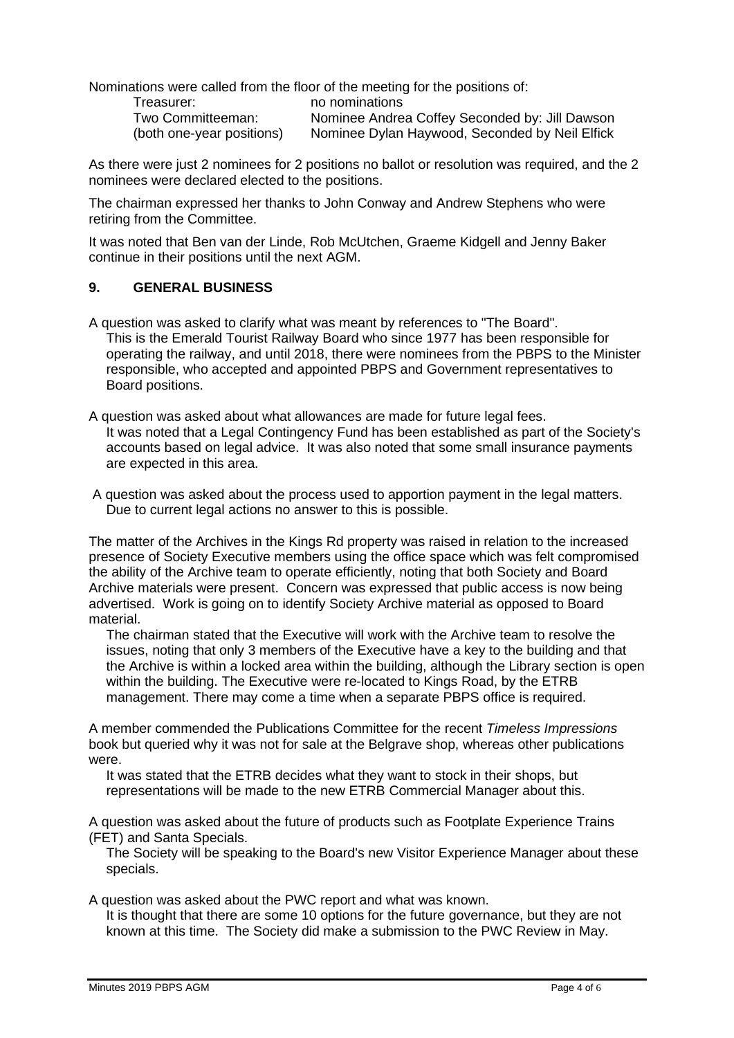Nominations were called from the floor of the meeting for the positions of:

| | |
|---|---|
| Treasurer: | no nominations |
| Two Committeeman: | Nominee Andrea Coffey Seconded by: Jill Dawson |
| (both one-year positions) | Nominee Dylan Haywood, Seconded by Neil Elfick |

As there were just 2 nominees for 2 positions no ballot or resolution was required, and the 2 nominees were declared elected to the positions.

The chairman expressed her thanks to John Conway and Andrew Stephens who were retiring from the Committee.

It was noted that Ben van der Linde, Rob McUtchen, Graeme Kidgell and Jenny Baker continue in their positions until the next AGM.

## 9. GENERAL BUSINESS

A question was asked to clarify what was meant by references to "The Board".
This is the Emerald Tourist Railway Board who since 1977 has been responsible for operating the railway, and until 2018, there were nominees from the PBPS to the Minister responsible, who accepted and appointed PBPS and Government representatives to Board positions.

A question was asked about what allowances are made for future legal fees.
It was noted that a Legal Contingency Fund has been established as part of the Society's accounts based on legal advice. It was also noted that some small insurance payments are expected in this area.

A question was asked about the process used to apportion payment in the legal matters.
Due to current legal actions no answer to this is possible.

The matter of the Archives in the Kings Rd property was raised in relation to the increased presence of Society Executive members using the office space which was felt compromised the ability of the Archive team to operate efficiently, noting that both Society and Board Archive materials were present. Concern was expressed that public access is now being advertised. Work is going on to identify Society Archive material as opposed to Board material.
The chairman stated that the Executive will work with the Archive team to resolve the issues, noting that only 3 members of the Executive have a key to the building and that the Archive is within a locked area within the building, although the Library section is open within the building. The Executive were re-located to Kings Road, by the ETRB management. There may come a time when a separate PBPS office is required.

A member commended the Publications Committee for the recent *Timeless Impressions* book but queried why it was not for sale at the Belgrave shop, whereas other publications were.
It was stated that the ETRB decides what they want to stock in their shops, but representations will be made to the new ETRB Commercial Manager about this.

A question was asked about the future of products such as Footplate Experience Trains (FET) and Santa Specials.
The Society will be speaking to the Board's new Visitor Experience Manager about these specials.

A question was asked about the PWC report and what was known.
It is thought that there are some 10 options for the future governance, but they are not known at this time. The Society did make a submission to the PWC Review in May.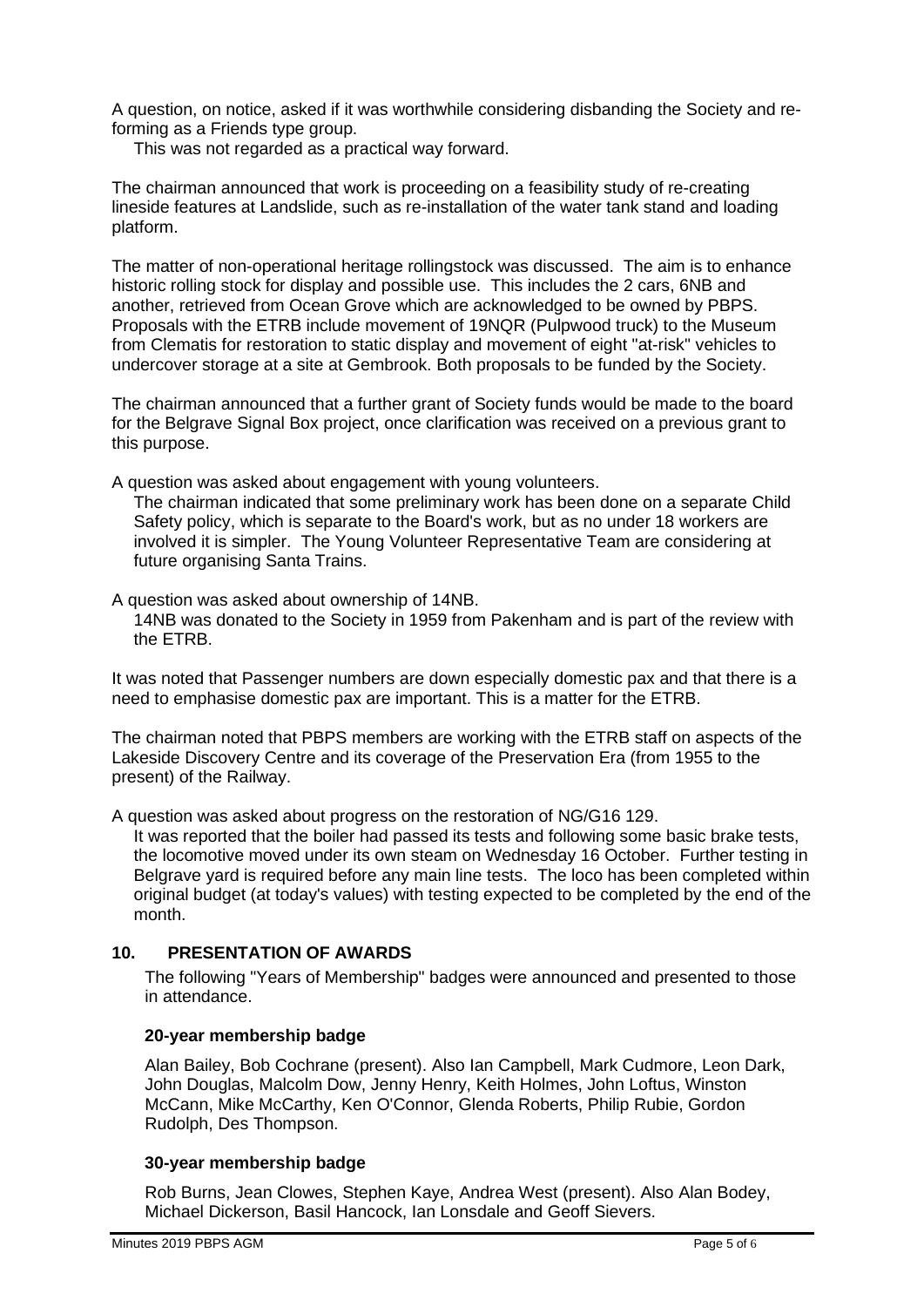A question, on notice, asked if it was worthwhile considering disbanding the Society and re-forming as a Friends type group.

This was not regarded as a practical way forward.

The chairman announced that work is proceeding on a feasibility study of re-creating lineside features at Landslide, such as re-installation of the water tank stand and loading platform.

The matter of non-operational heritage rollingstock was discussed. The aim is to enhance historic rolling stock for display and possible use. This includes the 2 cars, 6NB and another, retrieved from Ocean Grove which are acknowledged to be owned by PBPS. Proposals with the ETRB include movement of 19NQR (Pulpwood truck) to the Museum from Clematis for restoration to static display and movement of eight "at-risk" vehicles to undercover storage at a site at Gembrook. Both proposals to be funded by the Society.

The chairman announced that a further grant of Society funds would be made to the board for the Belgrave Signal Box project, once clarification was received on a previous grant to this purpose.

A question was asked about engagement with young volunteers.

The chairman indicated that some preliminary work has been done on a separate Child Safety policy, which is separate to the Board's work, but as no under 18 workers are involved it is simpler. The Young Volunteer Representative Team are considering at future organising Santa Trains.

A question was asked about ownership of 14NB.

14NB was donated to the Society in 1959 from Pakenham and is part of the review with the ETRB.

It was noted that Passenger numbers are down especially domestic pax and that there is a need to emphasise domestic pax are important. This is a matter for the ETRB.

The chairman noted that PBPS members are working with the ETRB staff on aspects of the Lakeside Discovery Centre and its coverage of the Preservation Era (from 1955 to the present) of the Railway.

A question was asked about progress on the restoration of NG/G16 129.

It was reported that the boiler had passed its tests and following some basic brake tests, the locomotive moved under its own steam on Wednesday 16 October. Further testing in Belgrave yard is required before any main line tests. The loco has been completed within original budget (at today's values) with testing expected to be completed by the end of the month.

## 10. PRESENTATION OF AWARDS

The following "Years of Membership" badges were announced and presented to those in attendance.

### 20-year membership badge

Alan Bailey, Bob Cochrane (present). Also Ian Campbell, Mark Cudmore, Leon Dark, John Douglas, Malcolm Dow, Jenny Henry, Keith Holmes, John Loftus, Winston McCann, Mike McCarthy, Ken O'Connor, Glenda Roberts, Philip Rubie, Gordon Rudolph, Des Thompson.

### 30-year membership badge

Rob Burns, Jean Clowes, Stephen Kaye, Andrea West (present). Also Alan Bodey, Michael Dickerson, Basil Hancock, Ian Lonsdale and Geoff Sievers.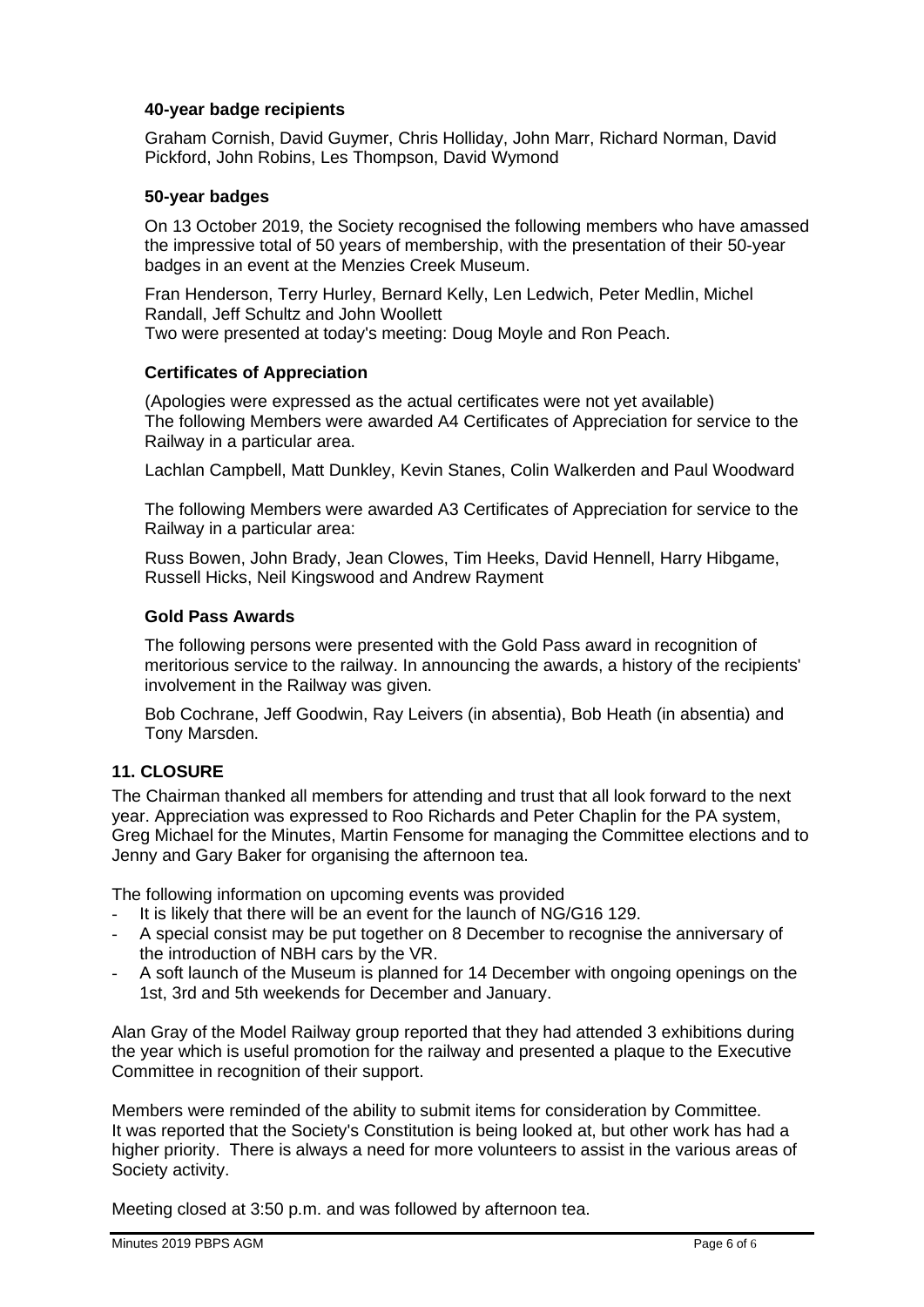### 40-year badge recipients

Graham Cornish, David Guymer, Chris Holliday, John Marr, Richard Norman, David Pickford, John Robins, Les Thompson, David Wymond

### 50-year badges

On 13 October 2019, the Society recognised the following members who have amassed the impressive total of 50 years of membership, with the presentation of their 50-year badges in an event at the Menzies Creek Museum.

Fran Henderson, Terry Hurley, Bernard Kelly, Len Ledwich, Peter Medlin, Michel Randall, Jeff Schultz and John Woollett
Two were presented at today's meeting: Doug Moyle and Ron Peach.

### Certificates of Appreciation

(Apologies were expressed as the actual certificates were not yet available)
The following Members were awarded A4 Certificates of Appreciation for service to the Railway in a particular area.

Lachlan Campbell, Matt Dunkley, Kevin Stanes, Colin Walkerden and Paul Woodward

The following Members were awarded A3 Certificates of Appreciation for service to the Railway in a particular area:

Russ Bowen, John Brady, Jean Clowes, Tim Heeks, David Hennell, Harry Hibgame, Russell Hicks, Neil Kingswood and Andrew Rayment

### Gold Pass Awards

The following persons were presented with the Gold Pass award in recognition of meritorious service to the railway. In announcing the awards, a history of the recipients' involvement in the Railway was given.

Bob Cochrane, Jeff Goodwin, Ray Leivers (in absentia), Bob Heath (in absentia) and Tony Marsden.

## 11. CLOSURE

The Chairman thanked all members for attending and trust that all look forward to the next year. Appreciation was expressed to Roo Richards and Peter Chaplin for the PA system, Greg Michael for the Minutes, Martin Fensome for managing the Committee elections and to Jenny and Gary Baker for organising the afternoon tea.

The following information on upcoming events was provided

- It is likely that there will be an event for the launch of NG/G16 129.
- A special consist may be put together on 8 December to recognise the anniversary of the introduction of NBH cars by the VR.
- A soft launch of the Museum is planned for 14 December with ongoing openings on the 1st, 3rd and 5th weekends for December and January.

Alan Gray of the Model Railway group reported that they had attended 3 exhibitions during the year which is useful promotion for the railway and presented a plaque to the Executive Committee in recognition of their support.

Members were reminded of the ability to submit items for consideration by Committee.
It was reported that the Society's Constitution is being looked at, but other work has had a higher priority. There is always a need for more volunteers to assist in the various areas of Society activity.

Meeting closed at 3:50 p.m. and was followed by afternoon tea.